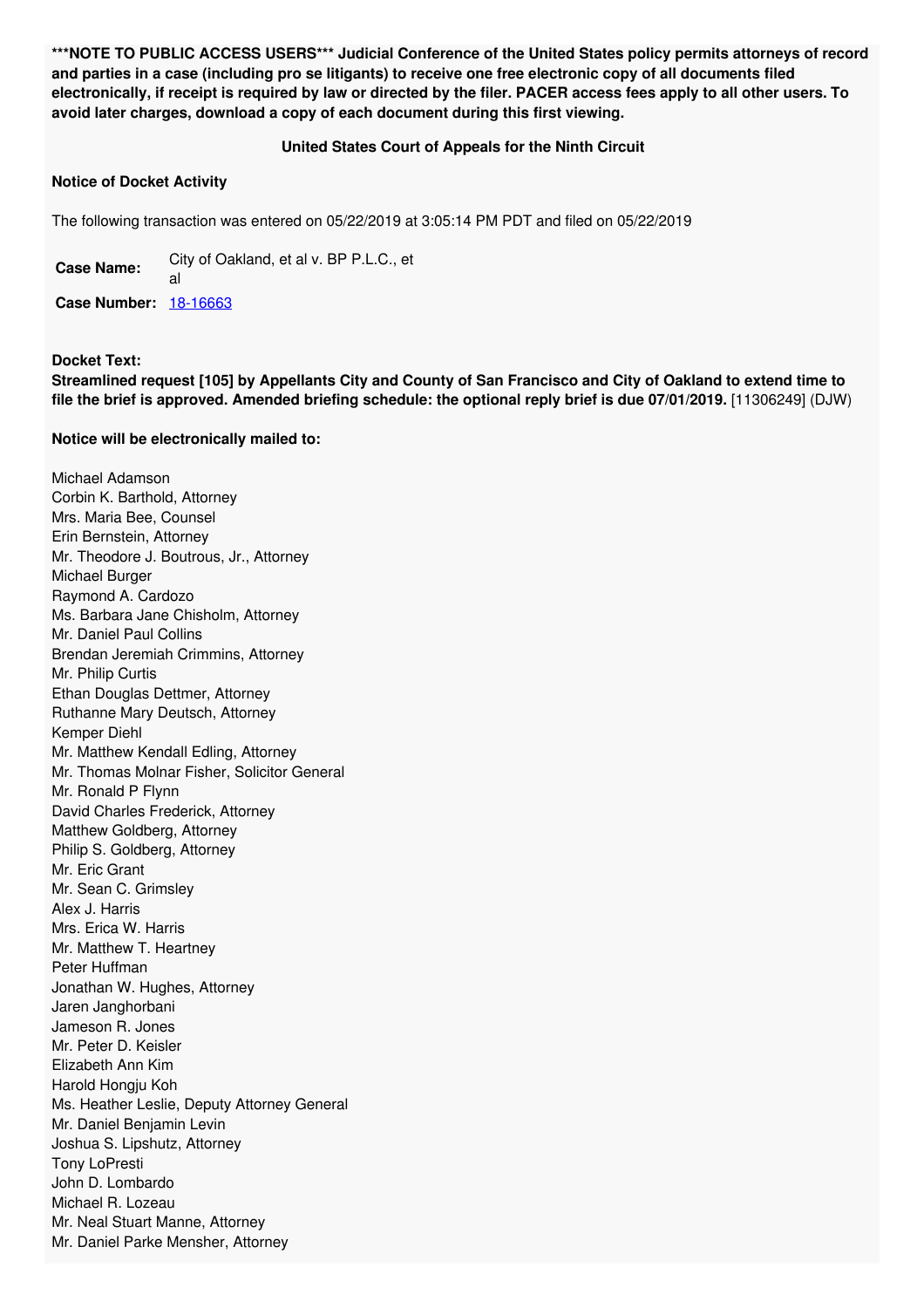**\*\*\*NOTE TO PUBLIC ACCESS USERS\*\*\* Judicial Conference of the United States policy permits attorneys of record and parties in a case (including pro se litigants) to receive one free electronic copy of all documents filed electronically, if receipt is required by law or directed by the filer. PACER access fees apply to all other users. To avoid later charges, download a copy of each document during this first viewing.**

**United States Court of Appeals for the Ninth Circuit**

**Notice of Docket Activity**

The following transaction was entered on 05/22/2019 at 3:05:14 PM PDT and filed on 05/22/2019

| | |
|---|---|
| **Case Name:** | City of Oakland, et al v. BP P.L.C., et al |
| **Case Number:** | 18-16663 |

**Docket Text:**
**Streamlined request [105] by Appellants City and County of San Francisco and City of Oakland to extend time to file the brief is approved. Amended briefing schedule: the optional reply brief is due 07/01/2019.** [11306249] (DJW)

**Notice will be electronically mailed to:**

Michael Adamson
Corbin K. Barthold, Attorney
Mrs. Maria Bee, Counsel
Erin Bernstein, Attorney
Mr. Theodore J. Boutrous, Jr., Attorney
Michael Burger
Raymond A. Cardozo
Ms. Barbara Jane Chisholm, Attorney
Mr. Daniel Paul Collins
Brendan Jeremiah Crimmins, Attorney
Mr. Philip Curtis
Ethan Douglas Dettmer, Attorney
Ruthanne Mary Deutsch, Attorney
Kemper Diehl
Mr. Matthew Kendall Edling, Attorney
Mr. Thomas Molnar Fisher, Solicitor General
Mr. Ronald P Flynn
David Charles Frederick, Attorney
Matthew Goldberg, Attorney
Philip S. Goldberg, Attorney
Mr. Eric Grant
Mr. Sean C. Grimsley
Alex J. Harris
Mrs. Erica W. Harris
Mr. Matthew T. Heartney
Peter Huffman
Jonathan W. Hughes, Attorney
Jaren Janghorbani
Jameson R. Jones
Mr. Peter D. Keisler
Elizabeth Ann Kim
Harold Hongju Koh
Ms. Heather Leslie, Deputy Attorney General
Mr. Daniel Benjamin Levin
Joshua S. Lipshutz, Attorney
Tony LoPresti
John D. Lombardo
Michael R. Lozeau
Mr. Neal Stuart Manne, Attorney
Mr. Daniel Parke Mensher, Attorney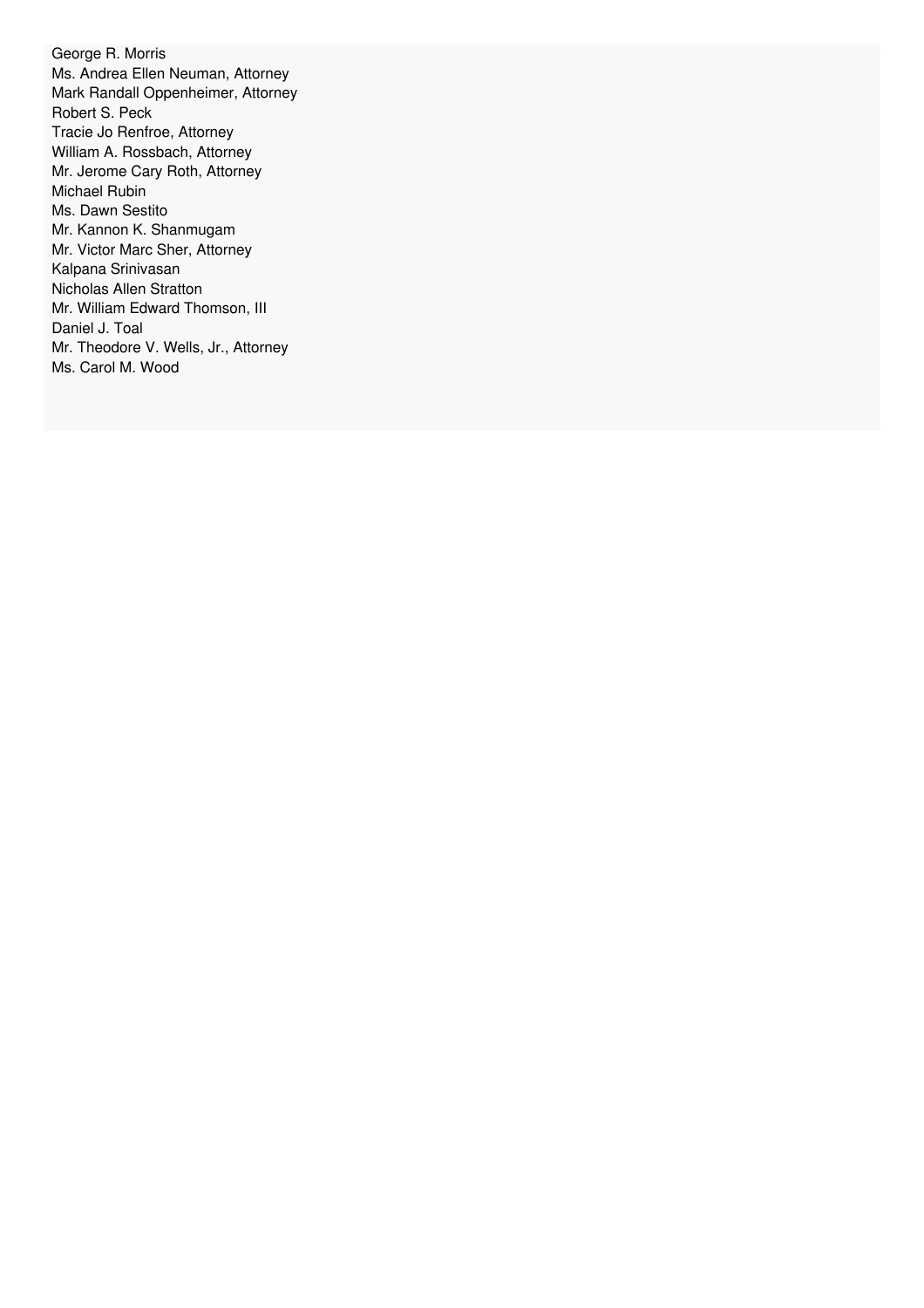George R. Morris
Ms. Andrea Ellen Neuman, Attorney
Mark Randall Oppenheimer, Attorney
Robert S. Peck
Tracie Jo Renfroe, Attorney
William A. Rossbach, Attorney
Mr. Jerome Cary Roth, Attorney
Michael Rubin
Ms. Dawn Sestito
Mr. Kannon K. Shanmugam
Mr. Victor Marc Sher, Attorney
Kalpana Srinivasan
Nicholas Allen Stratton
Mr. William Edward Thomson, III
Daniel J. Toal
Mr. Theodore V. Wells, Jr., Attorney
Ms. Carol M. Wood